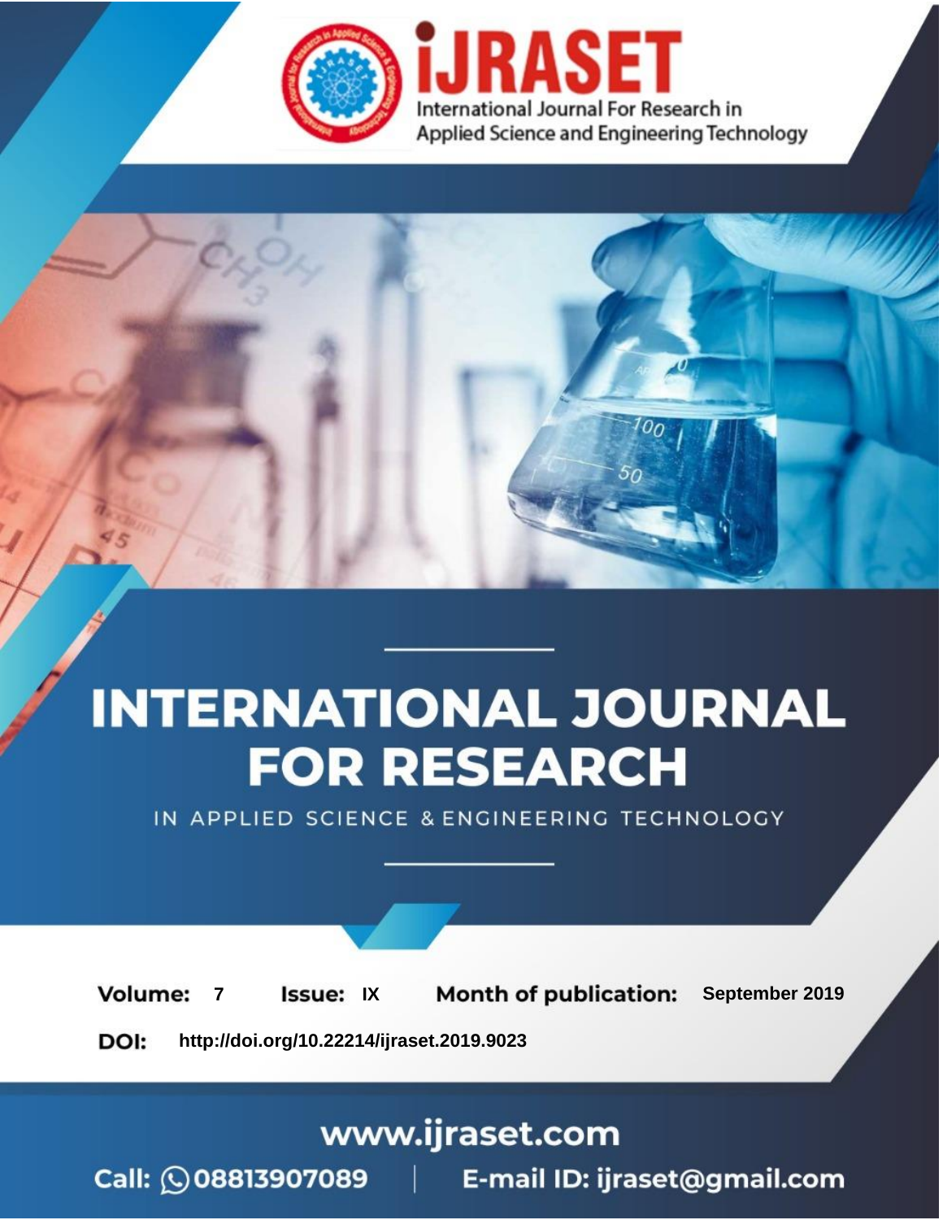iJRASET

International Journal For Research in Applied Science and Engineering Technology

# INTERNATIONAL JOURNAL FOR RESEARCH

IN APPLIED SCIENCE & ENGINEERING TECHNOLOGY

**Volume:** 7 **Issue:** IX **Month of publication:** September 2019

**DOI:** http://doi.org/10.22214/ijraset.2019.9023

www.ijraset.com

Call: 08813907089 | E-mail ID: ijraset@gmail.com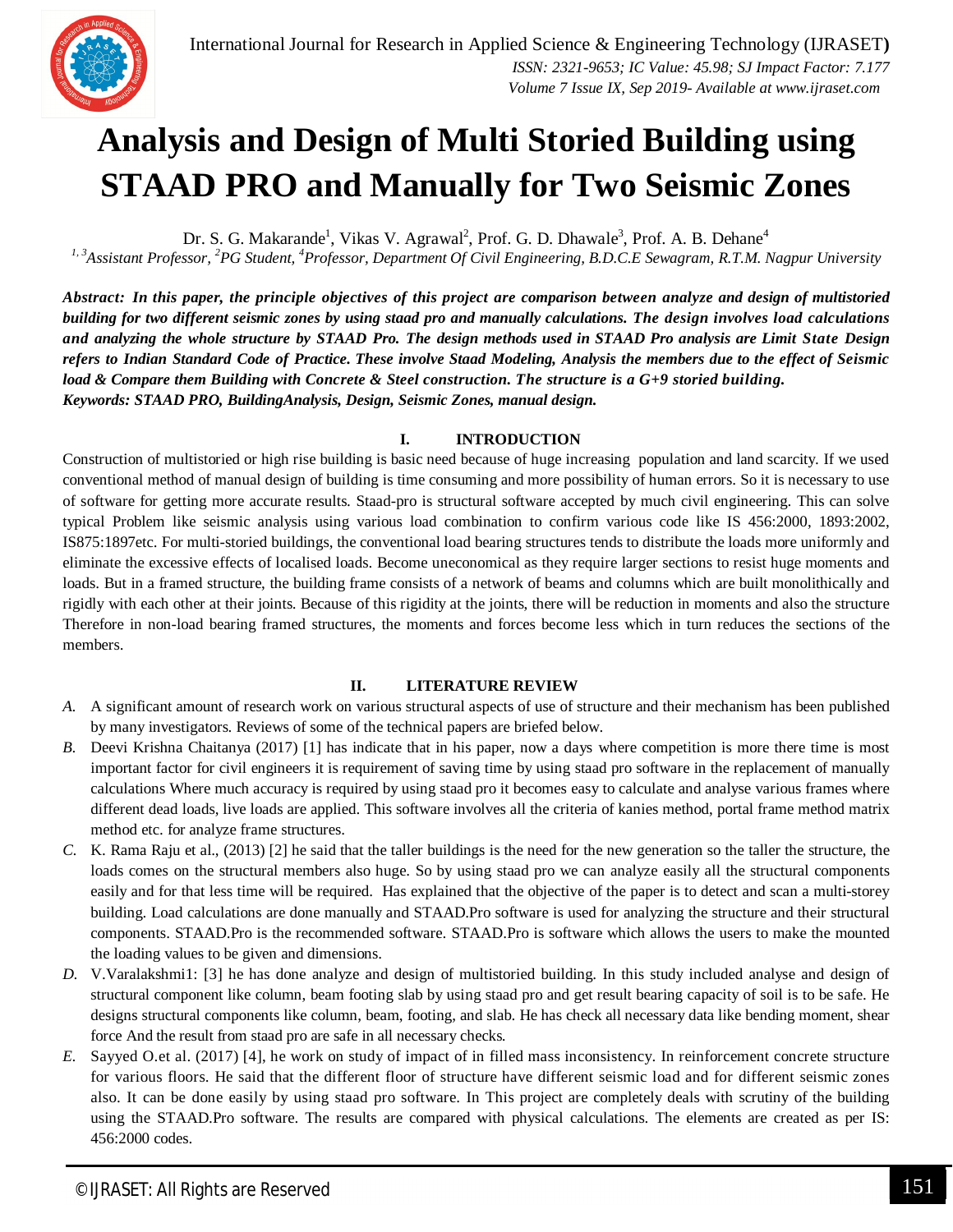# Analysis and Design of Multi Storied Building using STAAD PRO and Manually for Two Seismic Zones

Dr. S. G. Makarande[1], Vikas V. Agrawal[2], Prof. G. D. Dhawale[3], Prof. A. B. Dehane[4]

[1, 3]*Assistant Professor,* [2]*PG Student,* [4]*Professor, Department Of Civil Engineering, B.D.C.E Sewagram, R.T.M. Nagpur University*

***Abstract:*** ***In this paper, the principle objectives of this project are comparison between analyze and design of multistoried building for two different seismic zones by using staad pro and manually calculations. The design involves load calculations and analyzing the whole structure by STAAD Pro. The design methods used in STAAD Pro analysis are Limit State Design refers to Indian Standard Code of Practice. These involve Staad Modeling, Analysis the members due to the effect of Seismic load & Compare them Building with Concrete & Steel construction. The structure is a G+9 storied building.***

***Keywords: STAAD PRO, BuildingAnalysis, Design, Seismic Zones, manual design.***

## I. INTRODUCTION

Construction of multistoried or high rise building is basic need because of huge increasing population and land scarcity. If we used conventional method of manual design of building is time consuming and more possibility of human errors. So it is necessary to use of software for getting more accurate results. Staad-pro is structural software accepted by much civil engineering. This can solve typical Problem like seismic analysis using various load combination to confirm various code like IS 456:2000, 1893:2002, IS875:1897etc. For multi-storied buildings, the conventional load bearing structures tends to distribute the loads more uniformly and eliminate the excessive effects of localised loads. Become uneconomical as they require larger sections to resist huge moments and loads. But in a framed structure, the building frame consists of a network of beams and columns which are built monolithically and rigidly with each other at their joints. Because of this rigidity at the joints, there will be reduction in moments and also the structure Therefore in non-load bearing framed structures, the moments and forces become less which in turn reduces the sections of the members.

## II. LITERATURE REVIEW

*A.* A significant amount of research work on various structural aspects of use of structure and their mechanism has been published by many investigators. Reviews of some of the technical papers are briefed below.

*B.* Deevi Krishna Chaitanya (2017) [1] has indicate that in his paper, now a days where competition is more there time is most important factor for civil engineers it is requirement of saving time by using staad pro software in the replacement of manually calculations Where much accuracy is required by using staad pro it becomes easy to calculate and analyse various frames where different dead loads, live loads are applied. This software involves all the criteria of kanies method, portal frame method matrix method etc. for analyze frame structures.

*C.* K. Rama Raju et al., (2013) [2] he said that the taller buildings is the need for the new generation so the taller the structure, the loads comes on the structural members also huge. So by using staad pro we can analyze easily all the structural components easily and for that less time will be required. Has explained that the objective of the paper is to detect and scan a multi-storey building. Load calculations are done manually and STAAD.Pro software is used for analyzing the structure and their structural components. STAAD.Pro is the recommended software. STAAD.Pro is software which allows the users to make the mounted the loading values to be given and dimensions.

*D.* V.Varalakshmi1: [3] he has done analyze and design of multistoried building. In this study included analyse and design of structural component like column, beam footing slab by using staad pro and get result bearing capacity of soil is to be safe. He designs structural components like column, beam, footing, and slab. He has check all necessary data like bending moment, shear force And the result from staad pro are safe in all necessary checks.

*E.* Sayyed O.et al. (2017) [4], he work on study of impact of in filled mass inconsistency. In reinforcement concrete structure for various floors. He said that the different floor of structure have different seismic load and for different seismic zones also. It can be done easily by using staad pro software. In This project are completely deals with scrutiny of the building using the STAAD.Pro software. The results are compared with physical calculations. The elements are created as per IS: 456:2000 codes.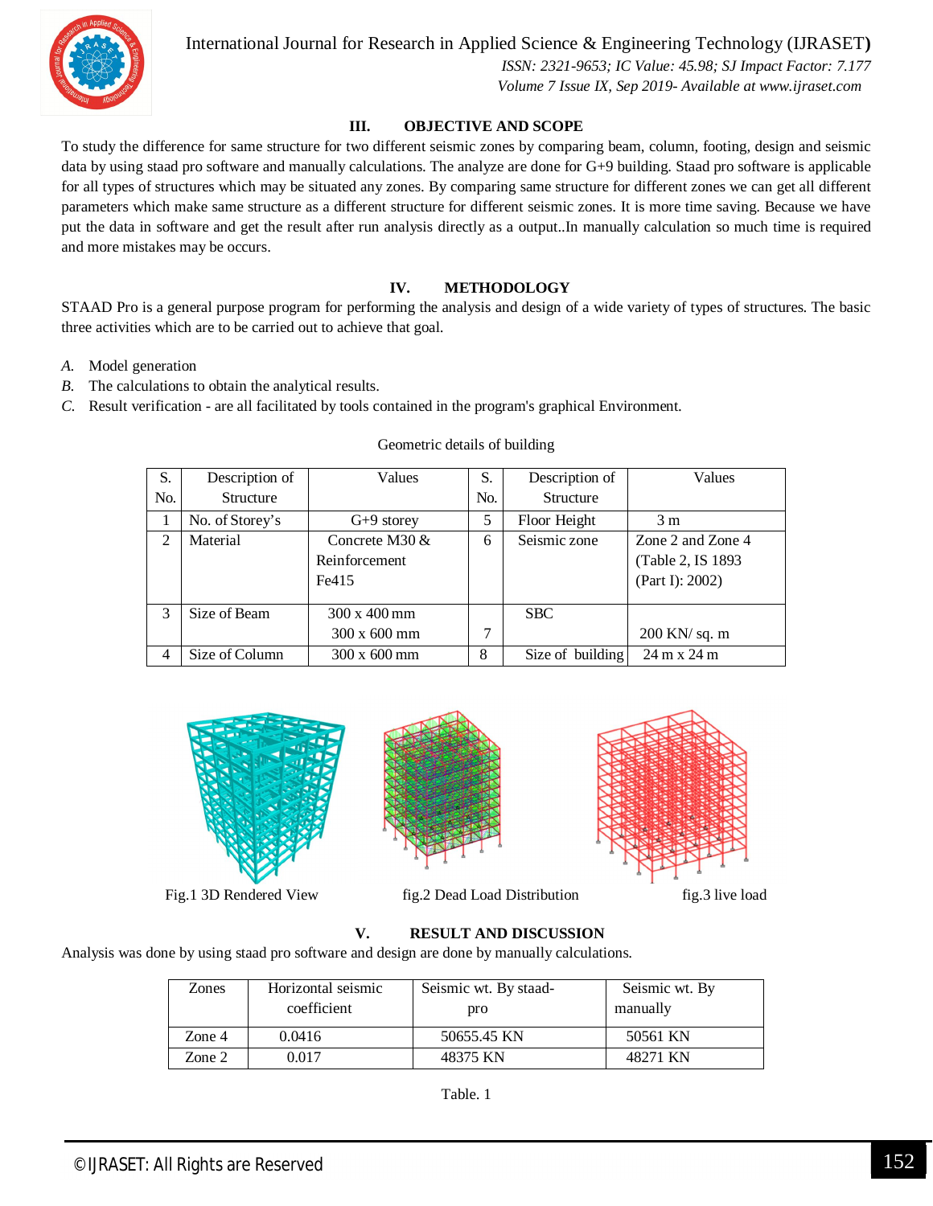## III. OBJECTIVE AND SCOPE

To study the difference for same structure for two different seismic zones by comparing beam, column, footing, design and seismic data by using staad pro software and manually calculations. The analyze are done for G+9 building. Staad pro software is applicable for all types of structures which may be situated any zones. By comparing same structure for different zones we can get all different parameters which make same structure as a different structure for different seismic zones. It is more time saving. Because we have put the data in software and get the result after run analysis directly as a output..In manually calculation so much time is required and more mistakes may be occurs.

## IV. METHODOLOGY

STAAD Pro is a general purpose program for performing the analysis and design of a wide variety of types of structures. The basic three activities which are to be carried out to achieve that goal.

*A.* Model generation
*B.* The calculations to obtain the analytical results.
*C.* Result verification - are all facilitated by tools contained in the program's graphical Environment.

Geometric details of building

| S. No. | Description of Structure | Values | S. No. | Description of Structure | Values |
|---|---|---|---|---|---|
| 1 | No. of Storey's | G+9 storey | 5 | Floor Height | 3 m |
| 2 | Material | Concrete M30 & Reinforcement Fe415 | 6 | Seismic zone | Zone 2 and Zone 4 (Table 2, IS 1893 (Part I): 2002) |
| 3 | Size of Beam | 300 x 400 mm<br>300 x 600 mm | 7 | SBC | 200 KN/ sq. m |
| 4 | Size of Column | 300 x 600 mm | 8 | Size of building | 24 m x 24 m |

Fig.1 3D Rendered View

fig.2 Dead Load Distribution

fig.3 live load

## V. RESULT AND DISCUSSION

Analysis was done by using staad pro software and design are done by manually calculations.

| Zones | Horizontal seismic coefficient | Seismic wt. By staad-pro | Seismic wt. By manually |
|---|---|---|---|
| Zone 4 | 0.0416 | 50655.45 KN | 50561 KN |
| Zone 2 | 0.017 | 48375 KN | 48271 KN |

Table. 1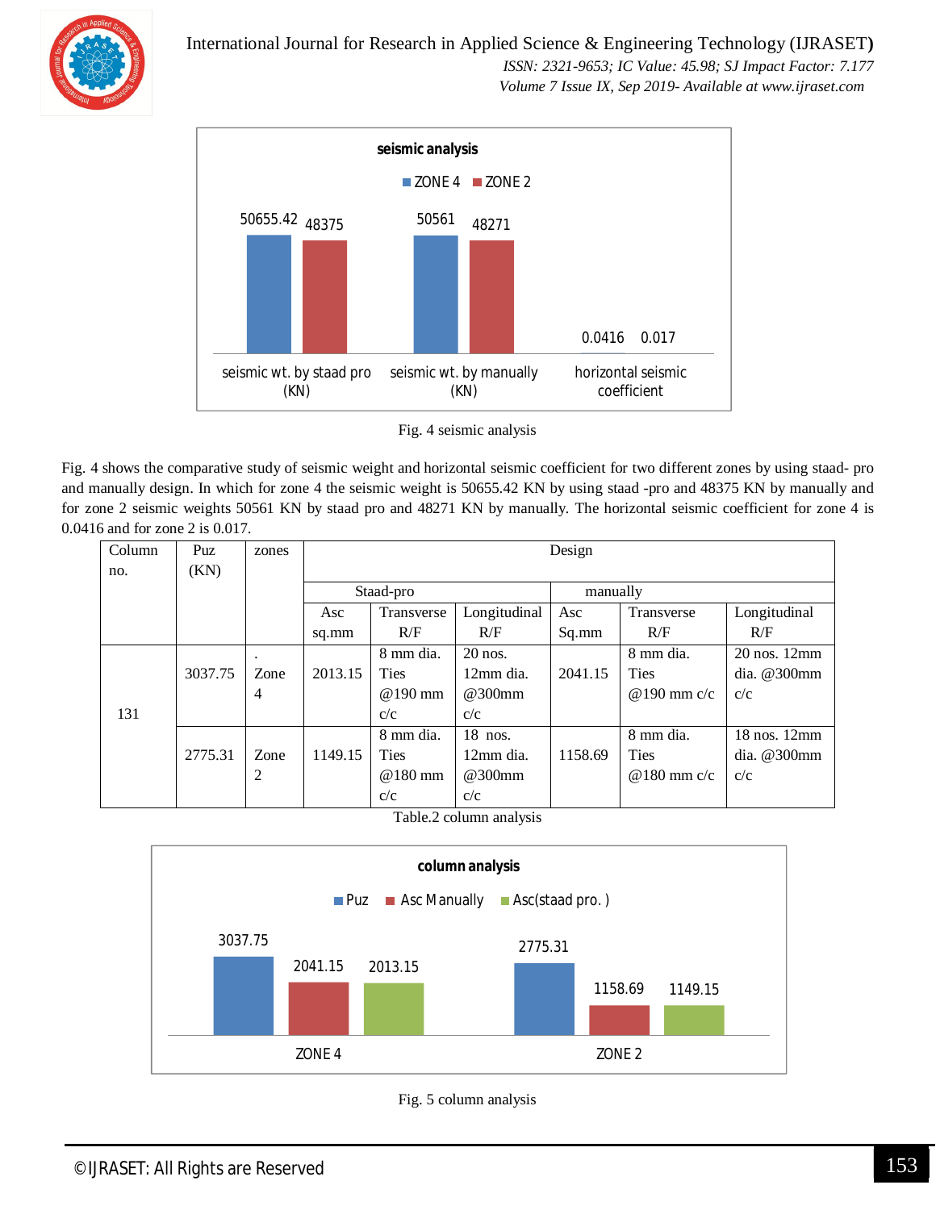seismic analysis

ZONE 4 ZONE 2

50655.42 48375

50561 48271

0.0416 0.017

seismic wt. by staad pro (KN)

seismic wt. by manually (KN)

horizontal seismic coefficient

Fig. 4 seismic analysis

Fig. 4 shows the comparative study of seismic weight and horizontal seismic coefficient for two different zones by using staad- pro and manually design. In which for zone 4 the seismic weight is 50655.42 KN by using staad -pro and 48375 KN by manually and for zone 2 seismic weights 50561 KN by staad pro and 48271 KN by manually. The horizontal seismic coefficient for zone 4 is 0.0416 and for zone 2 is 0.017.

| Column no. | Puz (KN) | zones | Design | | | | | |
|---|---|---|---|---|---|---|---|---|
| | | | Staad-pro | | | manually | | |
| | | | Asc sq.mm | Transverse R/F | Longitudinal R/F | Asc Sq.mm | Transverse R/F | Longitudinal R/F |
| 131 | 3037.75 | . Zone 4 | 2013.15 | 8 mm dia. Ties @190 mm c/c | 20 nos. 12mm dia. @300mm c/c | 2041.15 | 8 mm dia. Ties @190 mm c/c | 20 nos. 12mm dia. @300mm c/c |
| | 2775.31 | Zone 2 | 1149.15 | 8 mm dia. Ties @180 mm c/c | 18 nos. 12mm dia. @300mm c/c | 1158.69 | 8 mm dia. Ties @180 mm c/c | 18 nos. 12mm dia. @300mm c/c |

Table.2 column analysis

column analysis

Puz Asc Manually Asc(staad pro. )

3037.75 2041.15 2013.15

2775.31 1158.69 1149.15

ZONE 4

ZONE 2

Fig. 5 column analysis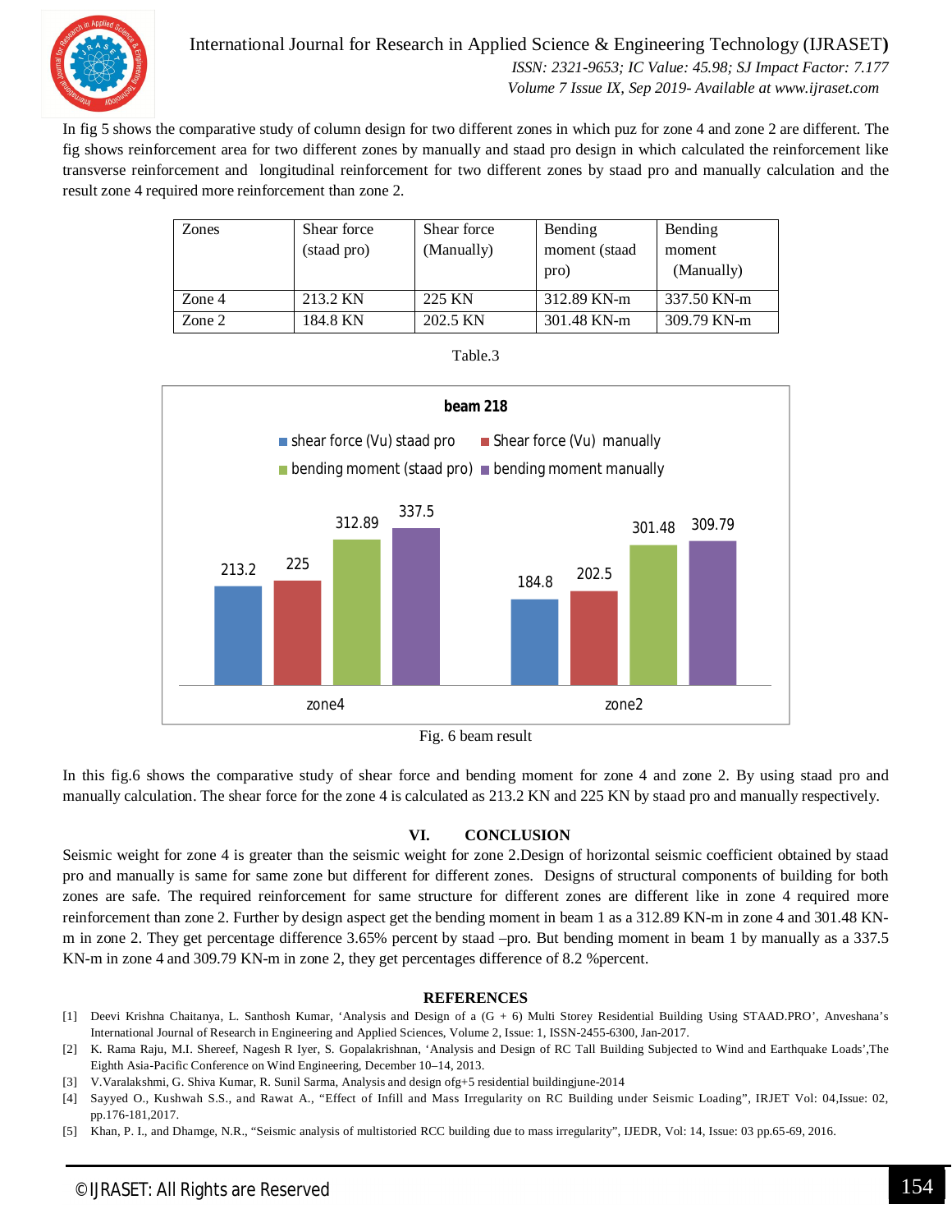In fig 5 shows the comparative study of column design for two different zones in which puz for zone 4 and zone 2 are different. The fig shows reinforcement area for two different zones by manually and staad pro design in which calculated the reinforcement like transverse reinforcement and longitudinal reinforcement for two different zones by staad pro and manually calculation and the result zone 4 required more reinforcement than zone 2.

| Zones | Shear force (staad pro) | Shear force (Manually) | Bending moment (staad pro) | Bending moment (Manually) |
|---|---|---|---|---|
| Zone 4 | 213.2 KN | 225 KN | 312.89 KN-m | 337.50 KN-m |
| Zone 2 | 184.8 KN | 202.5 KN | 301.48 KN-m | 309.79 KN-m |

Table.3

beam 218

shear force (Vu) staad pro
Shear force (Vu) manually
bending moment (staad pro)
bending moment manually

213.2
225
312.89
337.5
184.8
202.5
301.48
309.79

zone4
zone2

Fig. 6 beam result

In this fig.6 shows the comparative study of shear force and bending moment for zone 4 and zone 2. By using staad pro and manually calculation. The shear force for the zone 4 is calculated as 213.2 KN and 225 KN by staad pro and manually respectively.

## VI. CONCLUSION

Seismic weight for zone 4 is greater than the seismic weight for zone 2.Design of horizontal seismic coefficient obtained by staad pro and manually is same for same zone but different for different zones. Designs of structural components of building for both zones are safe. The required reinforcement for same structure for different zones are different like in zone 4 required more reinforcement than zone 2. Further by design aspect get the bending moment in beam 1 as a 312.89 KN-m in zone 4 and 301.48 KN-m in zone 2. They get percentage difference 3.65% percent by staad –pro. But bending moment in beam 1 by manually as a 337.5 KN-m in zone 4 and 309.79 KN-m in zone 2, they get percentages difference of 8.2 %percent.

## REFERENCES

[1] Deevi Krishna Chaitanya, L. Santhosh Kumar, 'Analysis and Design of a (G + 6) Multi Storey Residential Building Using STAAD.PRO', Anveshana's International Journal of Research in Engineering and Applied Sciences, Volume 2, Issue: 1, ISSN-2455-6300, Jan-2017.

[2] K. Rama Raju, M.I. Shereef, Nagesh R Iyer, S. Gopalakrishnan, 'Analysis and Design of RC Tall Building Subjected to Wind and Earthquake Loads',The Eighth Asia-Pacific Conference on Wind Engineering, December 10–14, 2013.

[3] V.Varalakshmi, G. Shiva Kumar, R. Sunil Sarma, Analysis and design ofg+5 residential buildingjune-2014

[4] Sayyed O., Kushwah S.S., and Rawat A., "Effect of Infill and Mass Irregularity on RC Building under Seismic Loading", IRJET Vol: 04,Issue: 02, pp.176-181,2017.

[5] Khan, P. I., and Dhamge, N.R., "Seismic analysis of multistoried RCC building due to mass irregularity", IJEDR, Vol: 14, Issue: 03 pp.65-69, 2016.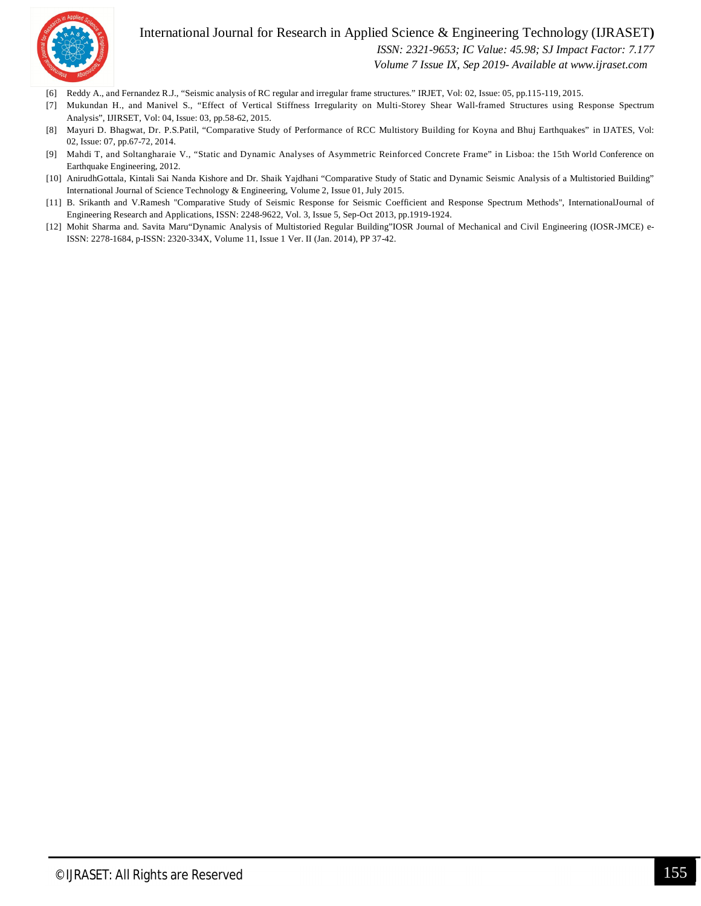[6] Reddy A., and Fernandez R.J., "Seismic analysis of RC regular and irregular frame structures." IRJET, Vol: 02, Issue: 05, pp.115-119, 2015.

[7] Mukundan H., and Manivel S., "Effect of Vertical Stiffness Irregularity on Multi-Storey Shear Wall-framed Structures using Response Spectrum Analysis", IJIRSET, Vol: 04, Issue: 03, pp.58-62, 2015.

[8] Mayuri D. Bhagwat, Dr. P.S.Patil, "Comparative Study of Performance of RCC Multistory Building for Koyna and Bhuj Earthquakes" in IJATES, Vol: 02, Issue: 07, pp.67-72, 2014.

[9] Mahdi T, and Soltangharaie V., "Static and Dynamic Analyses of Asymmetric Reinforced Concrete Frame" in Lisboa: the 15th World Conference on Earthquake Engineering, 2012.

[10] AnirudhGottala, Kintali Sai Nanda Kishore and Dr. Shaik Yajdhani "Comparative Study of Static and Dynamic Seismic Analysis of a Multistoried Building" International Journal of Science Technology & Engineering, Volume 2, Issue 01, July 2015.

[11] B. Srikanth and V.Ramesh "Comparative Study of Seismic Response for Seismic Coefficient and Response Spectrum Methods", InternationalJournal of Engineering Research and Applications, ISSN: 2248-9622, Vol. 3, Issue 5, Sep-Oct 2013, pp.1919-1924.

[12] Mohit Sharma and. Savita Maru"Dynamic Analysis of Multistoried Regular Building"IOSR Journal of Mechanical and Civil Engineering (IOSR-JMCE) e-ISSN: 2278-1684, p-ISSN: 2320-334X, Volume 11, Issue 1 Ver. II (Jan. 2014), PP 37-42.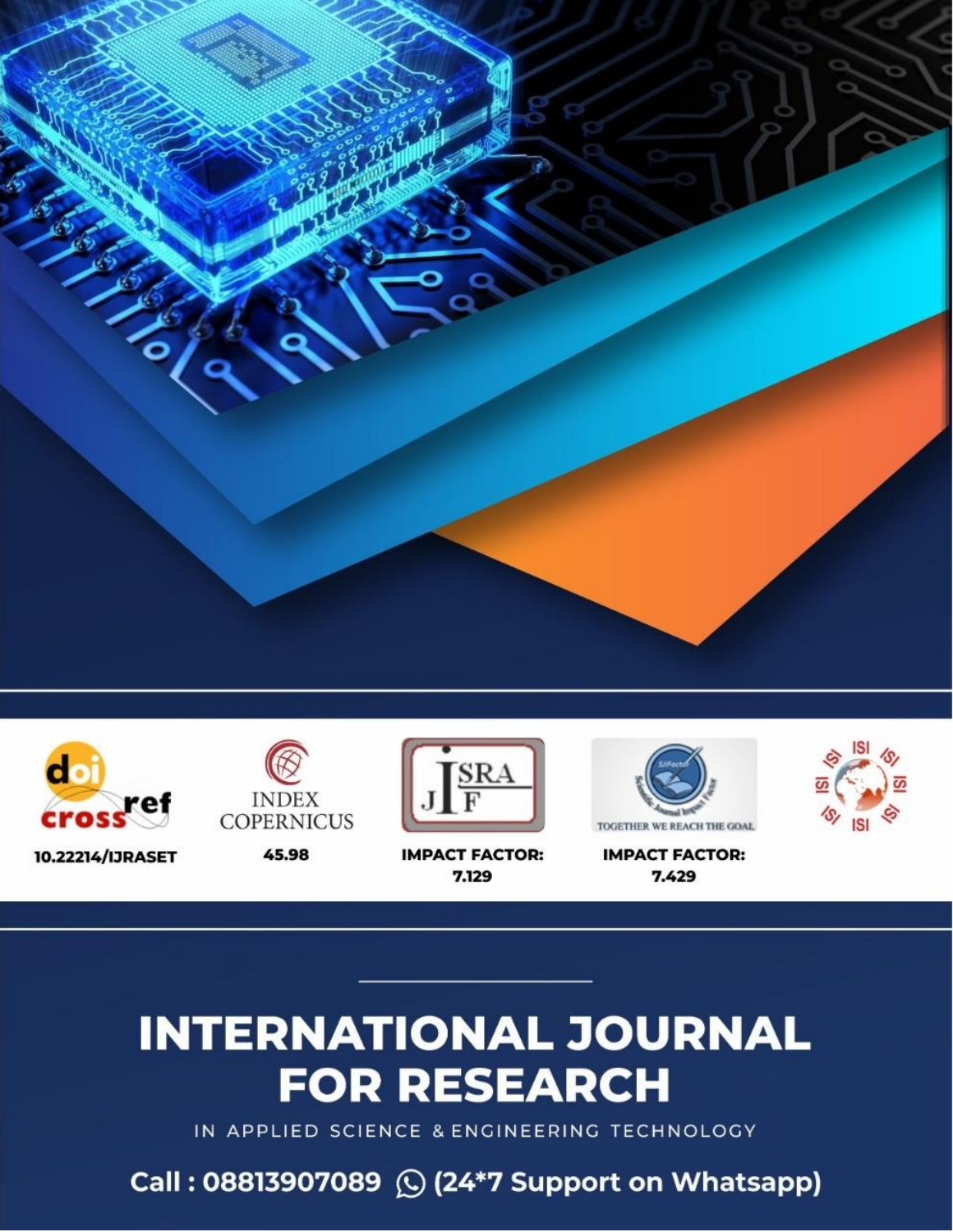10.22214/IJRASET

INDEX COPERNICUS

45.98

IMPACT FACTOR: 7.129

IMPACT FACTOR: 7.429

TOGETHER WE REACH THE GOAL

# INTERNATIONAL JOURNAL FOR RESEARCH

IN APPLIED SCIENCE & ENGINEERING TECHNOLOGY

Call : 08813907089 (24*7 Support on Whatsapp)